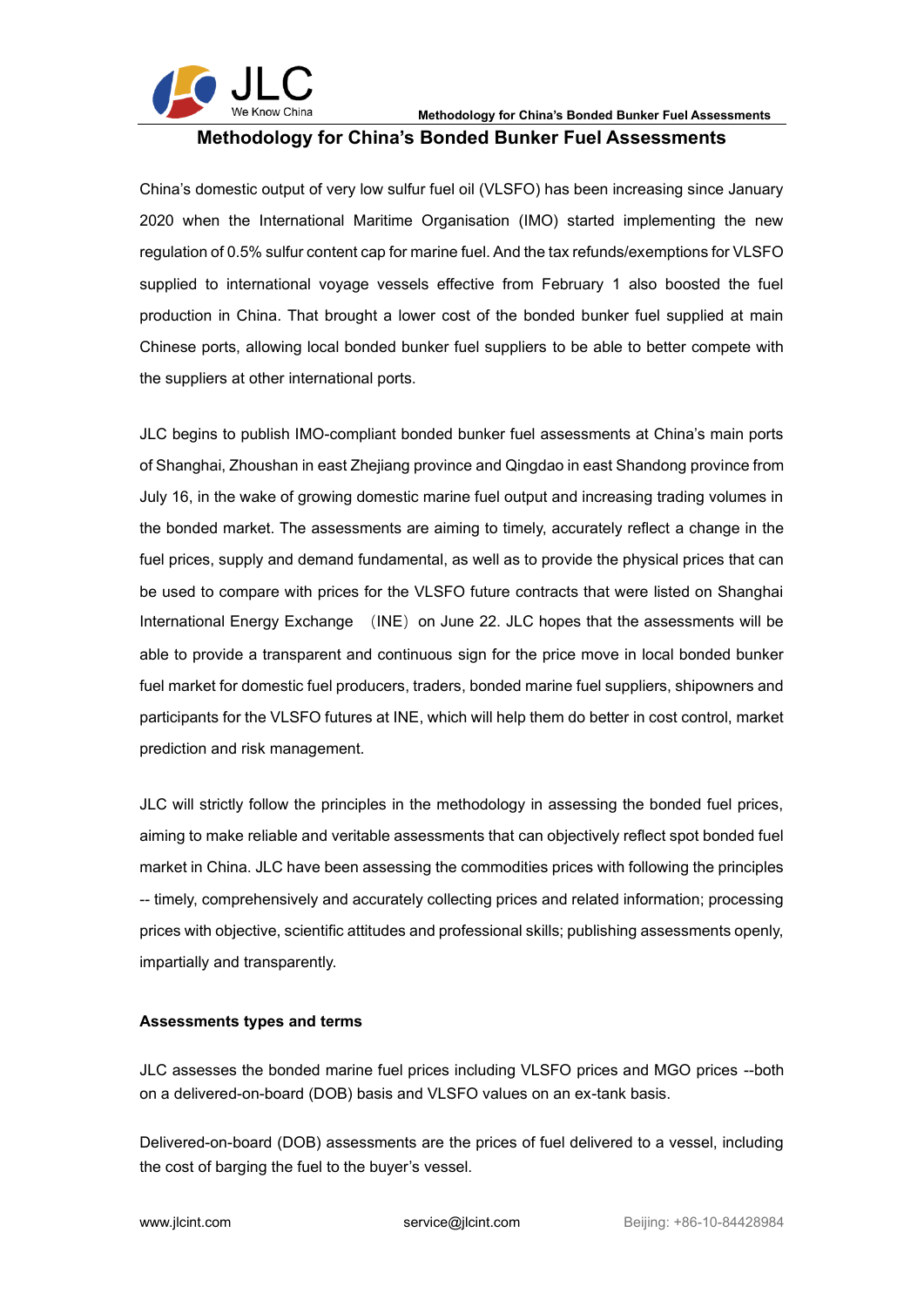# Methodology for China's Bonded Bunker Fuel Assessments

China's domestic output of very low sulfur fuel oil (VLSFO) has been increasing since January 2020 when the International Maritime Organisation (IMO) started implementing the new regulation of 0.5% sulfur content cap for marine fuel. And the tax refunds/exemptions for VLSFO supplied to international voyage vessels effective from February 1 also boosted the fuel production in China. That brought a lower cost of the bonded bunker fuel supplied at main Chinese ports, allowing local bonded bunker fuel suppliers to be able to better compete with the suppliers at other international ports.

JLC begins to publish IMO-compliant bonded bunker fuel assessments at China's main ports of Shanghai, Zhoushan in east Zhejiang province and Qingdao in east Shandong province from July 16, in the wake of growing domestic marine fuel output and increasing trading volumes in the bonded market. The assessments are aiming to timely, accurately reflect a change in the fuel prices, supply and demand fundamental, as well as to provide the physical prices that can be used to compare with prices for the VLSFO future contracts that were listed on Shanghai International Energy Exchange （INE） on June 22. JLC hopes that the assessments will be able to provide a transparent and continuous sign for the price move in local bonded bunker fuel market for domestic fuel producers, traders, bonded marine fuel suppliers, shipowners and participants for the VLSFO futures at INE, which will help them do better in cost control, market prediction and risk management.

JLC will strictly follow the principles in the methodology in assessing the bonded fuel prices, aiming to make reliable and veritable assessments that can objectively reflect spot bonded fuel market in China. JLC have been assessing the commodities prices with following the principles -- timely, comprehensively and accurately collecting prices and related information; processing prices with objective, scientific attitudes and professional skills; publishing assessments openly, impartially and transparently.

**Assessments types and terms**

JLC assesses the bonded marine fuel prices including VLSFO prices and MGO prices --both on a delivered-on-board (DOB) basis and VLSFO values on an ex-tank basis.

Delivered-on-board (DOB) assessments are the prices of fuel delivered to a vessel, including the cost of barging the fuel to the buyer's vessel.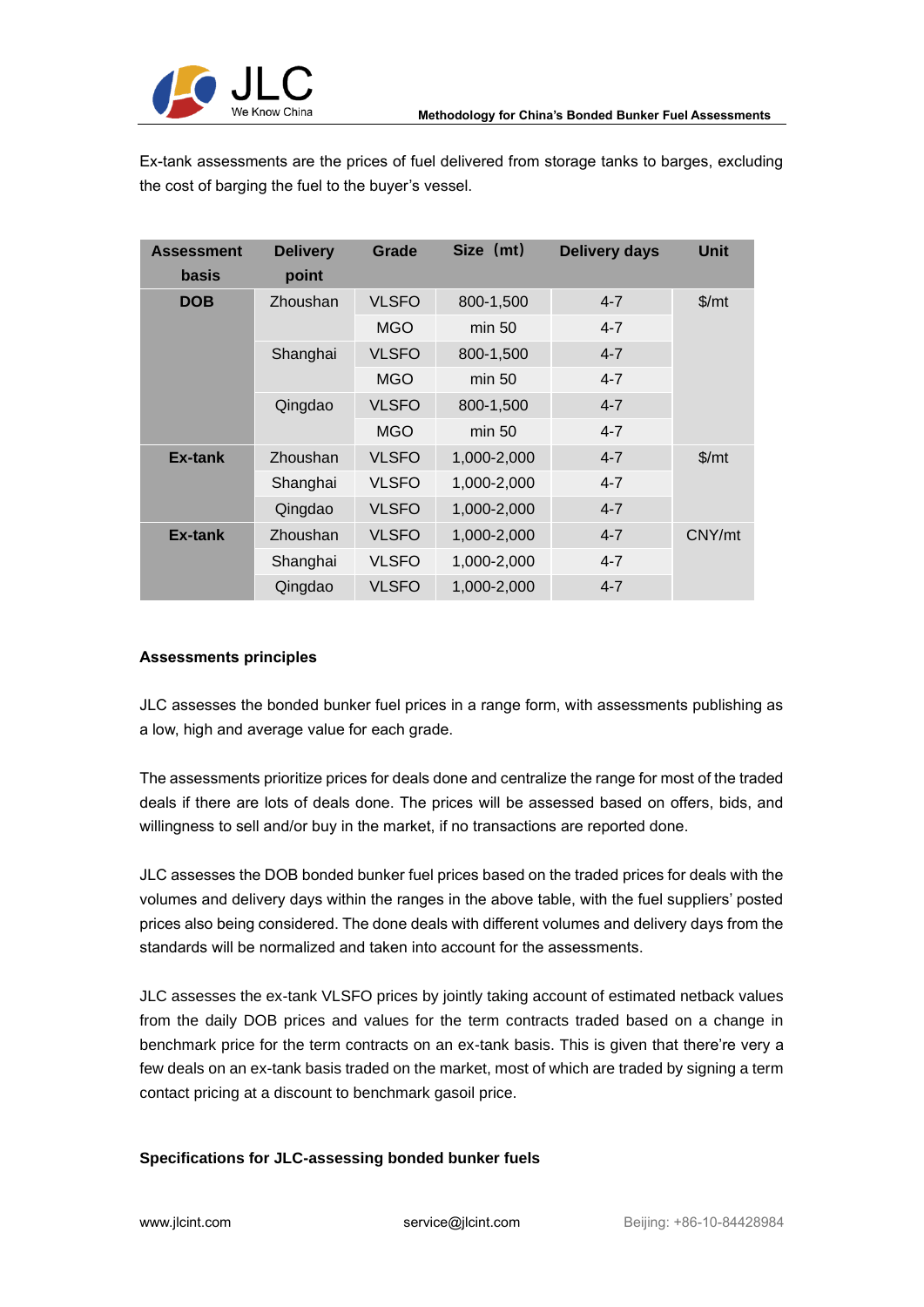Ex-tank assessments are the prices of fuel delivered from storage tanks to barges, excluding the cost of barging the fuel to the buyer's vessel.

| Assessment basis | Delivery point | Grade | Size（mt） | Delivery days | Unit |
|---|---|---|---|---|---|
| DOB | Zhoushan | VLSFO | 800-1,500 | 4-7 | $/mt |
| | | MGO | min 50 | 4-7 | |
| | Shanghai | VLSFO | 800-1,500 | 4-7 | |
| | | MGO | min 50 | 4-7 | |
| | Qingdao | VLSFO | 800-1,500 | 4-7 | |
| | | MGO | min 50 | 4-7 | |
| Ex-tank | Zhoushan | VLSFO | 1,000-2,000 | 4-7 | $/mt |
| | Shanghai | VLSFO | 1,000-2,000 | 4-7 | |
| | Qingdao | VLSFO | 1,000-2,000 | 4-7 | |
| Ex-tank | Zhoushan | VLSFO | 1,000-2,000 | 4-7 | CNY/mt |
| | Shanghai | VLSFO | 1,000-2,000 | 4-7 | |
| | Qingdao | VLSFO | 1,000-2,000 | 4-7 | |

**Assessments principles**

JLC assesses the bonded bunker fuel prices in a range form, with assessments publishing as a low, high and average value for each grade.

The assessments prioritize prices for deals done and centralize the range for most of the traded deals if there are lots of deals done. The prices will be assessed based on offers, bids, and willingness to sell and/or buy in the market, if no transactions are reported done.

JLC assesses the DOB bonded bunker fuel prices based on the traded prices for deals with the volumes and delivery days within the ranges in the above table, with the fuel suppliers' posted prices also being considered. The done deals with different volumes and delivery days from the standards will be normalized and taken into account for the assessments.

JLC assesses the ex-tank VLSFO prices by jointly taking account of estimated netback values from the daily DOB prices and values for the term contracts traded based on a change in benchmark price for the term contracts on an ex-tank basis. This is given that there're very a few deals on an ex-tank basis traded on the market, most of which are traded by signing a term contact pricing at a discount to benchmark gasoil price.

**Specifications for JLC-assessing bonded bunker fuels**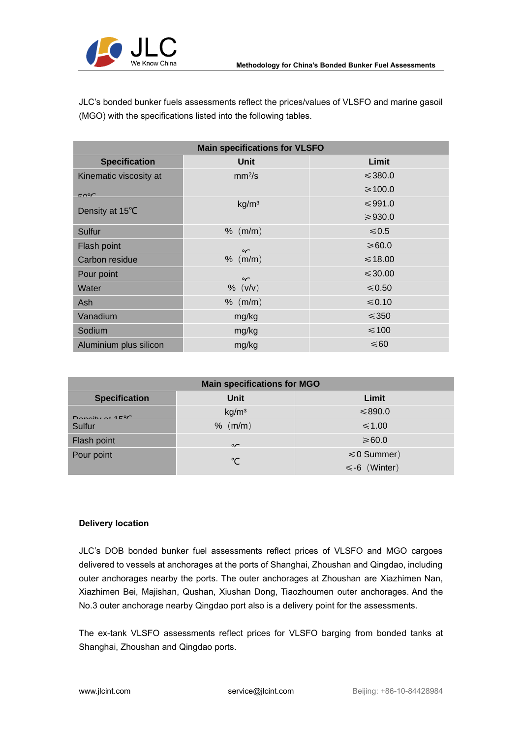JLC's bonded bunker fuels assessments reflect the prices/values of VLSFO and marine gasoil (MGO) with the specifications listed into the following tables.

| Main specifications for VLSFO | | |
|---|---|---|
| **Specification** | **Unit** | **Limit** |
| Kinematic viscosity at 50℃ | mm²/s | ≤380.0<br>≥100.0 |
| Density at 15℃ | kg/m³ | ≤991.0<br>≥930.0 |
| Sulfur | %（m/m） | ≤0.5 |
| Flash point | ℃ | ≥60.0 |
| Carbon residue | %（m/m） | ≤18.00 |
| Pour point | ℃ | ≤30.00 |
| Water | %（v/v） | ≤0.50 |
| Ash | %（m/m） | ≤0.10 |
| Vanadium | mg/kg | ≤350 |
| Sodium | mg/kg | ≤100 |
| Aluminium plus silicon | mg/kg | ≤60 |

| Main specifications for MGO | | |
|---|---|---|
| **Specification** | **Unit** | **Limit** |
| Density at 15℃ | kg/m³ | ≤890.0 |
| Sulfur | %（m/m） | ≤1.00 |
| Flash point | ℃ | ≥60.0 |
| Pour point | ℃ | ≤0 Summer）<br>≤-6（Winter） |

**Delivery location**

JLC's DOB bonded bunker fuel assessments reflect prices of VLSFO and MGO cargoes delivered to vessels at anchorages at the ports of Shanghai, Zhoushan and Qingdao, including outer anchorages nearby the ports. The outer anchorages at Zhoushan are Xiazhimen Nan, Xiazhimen Bei, Majishan, Qushan, Xiushan Dong, Tiaozhoumen outer anchorages. And the No.3 outer anchorage nearby Qingdao port also is a delivery point for the assessments.

The ex-tank VLSFO assessments reflect prices for VLSFO barging from bonded tanks at Shanghai, Zhoushan and Qingdao ports.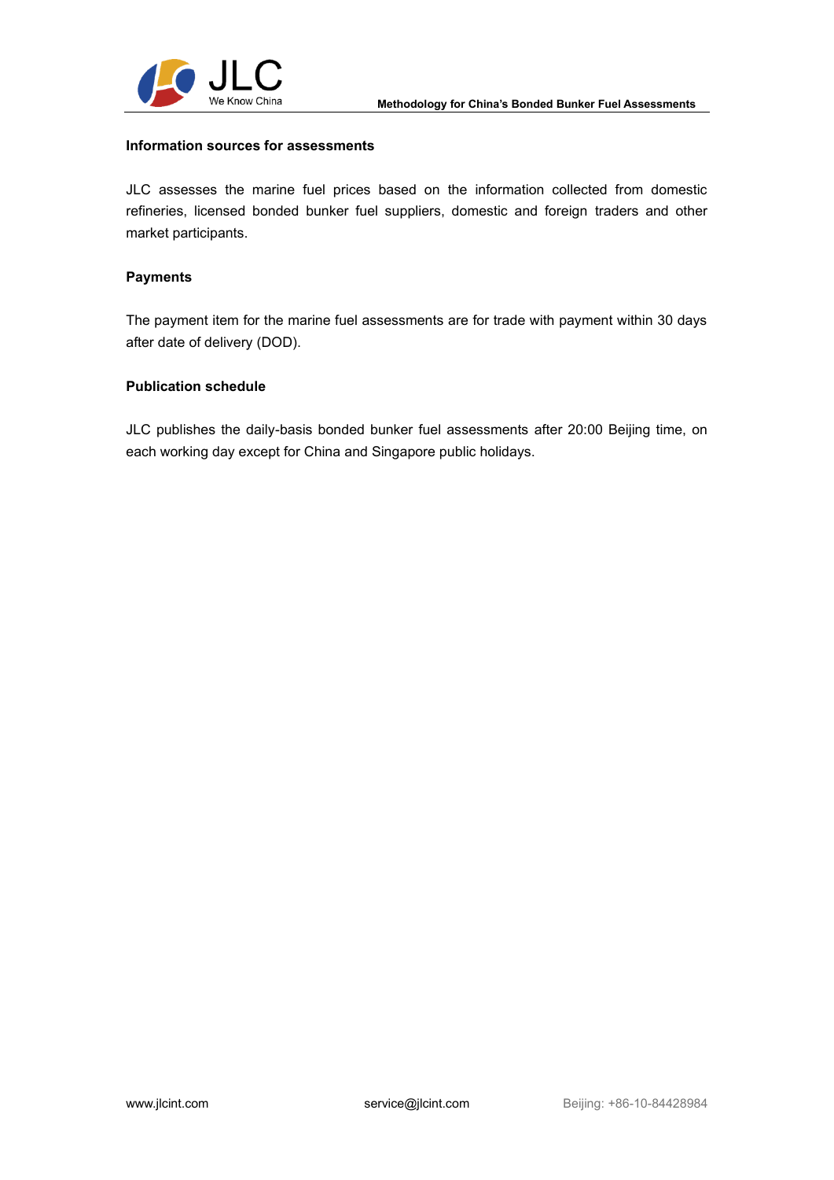## Information sources for assessments

JLC assesses the marine fuel prices based on the information collected from domestic refineries, licensed bonded bunker fuel suppliers, domestic and foreign traders and other market participants.

## Payments

The payment item for the marine fuel assessments are for trade with payment within 30 days after date of delivery (DOD).

## Publication schedule

JLC publishes the daily-basis bonded bunker fuel assessments after 20:00 Beijing time, on each working day except for China and Singapore public holidays.